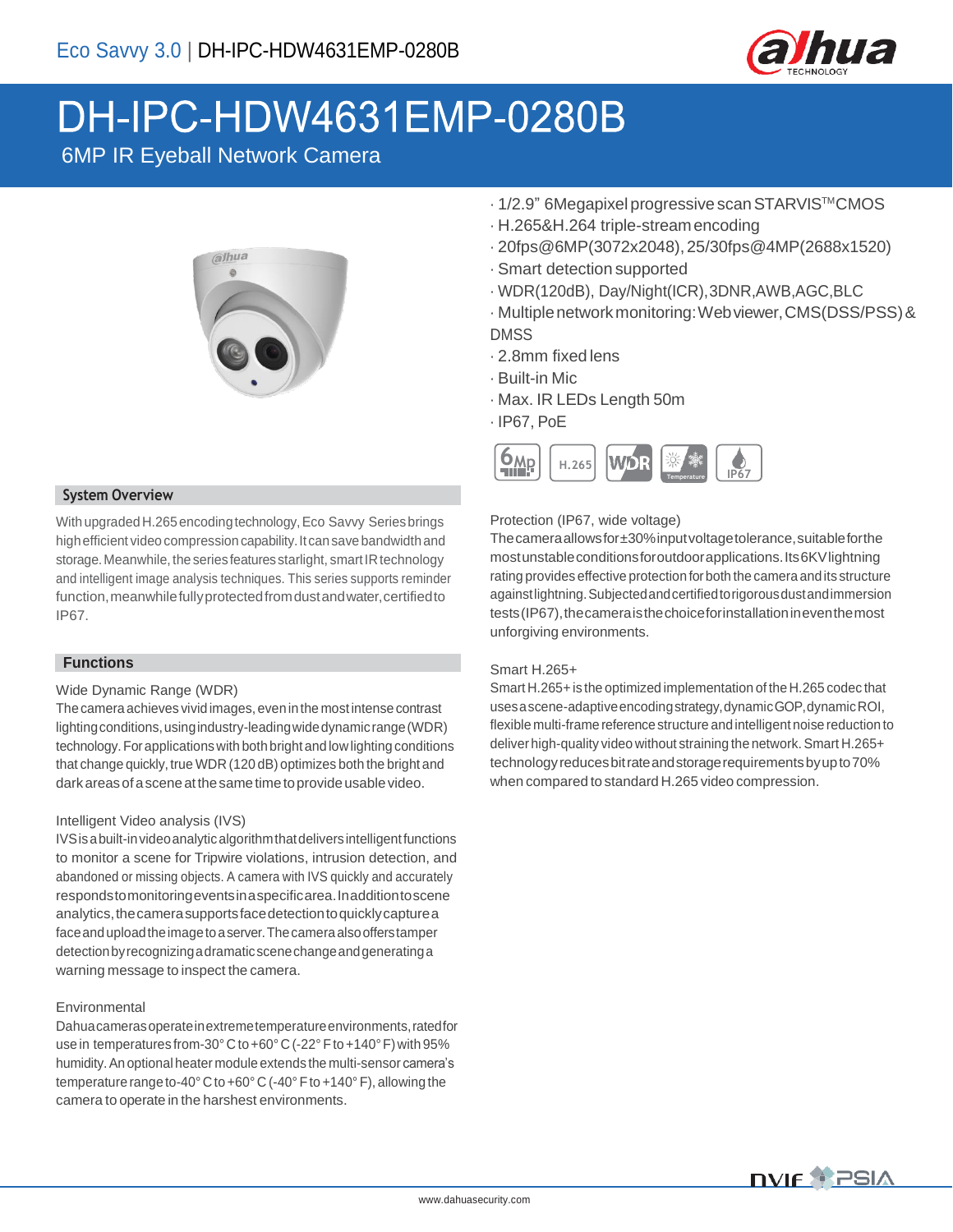# DH-IPC-HDW4631EMP-0280B

6MP IR Eyeball Network Camera

- 1/2.9" 6Megapixel progressive scan STARVIS™ CMOS
- H.265&H.264 triple-stream encoding
- 20fps@6MP(3072x2048), 25/30fps@4MP(2688x1520)
- Smart detection supported
- WDR(120dB), Day/Night(ICR), 3DNR, AWB, AGC, BLC
- Multiple network monitoring: Web viewer, CMS(DSS/PSS) & DMSS
- 2.8mm fixed lens
- Built-in Mic
- Max. IR LEDs Length 50m
- IP67, PoE

## System Overview

With upgraded H.265 encoding technology, Eco Savvy Series brings high efficient video compression capability. It can save bandwidth and storage. Meanwhile, the series features starlight, smart IR technology and intelligent image analysis techniques. This series supports reminder function, meanwhile fully protected from dust and water, certified to IP67.

## Functions

### Wide Dynamic Range (WDR)

The camera achieves vivid images, even in the most intense contrast lighting conditions, using industry-leading wide dynamic range (WDR) technology. For applications with both bright and low lighting conditions that change quickly, true WDR (120 dB) optimizes both the bright and dark areas of a scene at the same time to provide usable video.

### Intelligent Video analysis (IVS)

IVS is a built-in video analytic algorithm that delivers intelligent functions to monitor a scene for Tripwire violations, intrusion detection, and abandoned or missing objects. A camera with IVS quickly and accurately responds to monitoring events in a specific area. In addition to scene analytics, the camera supports face detection to quickly capture a face and upload the image to a server. The camera also offers tamper detection by recognizing a dramatic scene change and generating a warning message to inspect the camera.

### Environmental

Dahua cameras operate in extreme temperature environments, rated for use in temperatures from -30° C to +60° C (-22° F to +140° F) with 95% humidity. An optional heater module extends the multi-sensor camera's temperature range to -40° C to +60° C (-40° F to +140° F), allowing the camera to operate in the harshest environments.

### Protection (IP67, wide voltage)

The camera allows for ±30% input voltage tolerance, suitable for the most unstable conditions for outdoor applications. Its 6KV lightning rating provides effective protection for both the camera and its structure against lightning. Subjected and certified to rigorous dust and immersion tests (IP67), the camera is the choice for installation in even the most unforgiving environments.

### Smart H.265+

Smart H.265+ is the optimized implementation of the H.265 codec that uses a scene-adaptive encoding strategy, dynamic GOP, dynamic ROI, flexible multi-frame reference structure and intelligent noise reduction to deliver high-quality video without straining the network. Smart H.265+ technology reduces bit rate and storage requirements by up to 70% when compared to standard H.265 video compression.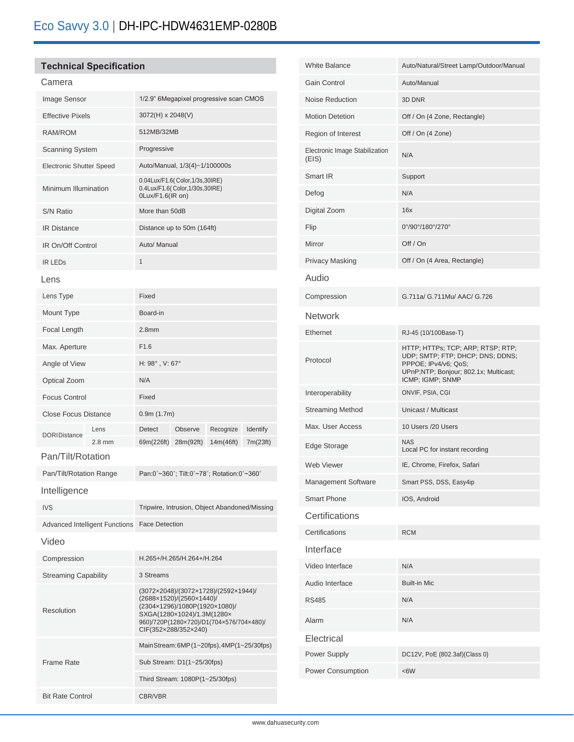# Eco Savvy 3.0 | DH-IPC-HDW4631EMP-0280B

## Technical Specification

### Camera

| | |
|---|---|
| Image Sensor | 1/2.9" 6Megapixel progressive scan CMOS |
| Effective Pixels | 3072(H) x 2048(V) |
| RAM/ROM | 512MB/32MB |
| Scanning System | Progressive |
| Electronic Shutter Speed | Auto/Manual, 1/3(4)~1/100000s |
| Minimum Illumination | 0.04Lux/F1.6( Color,1/3s,30IRE)<br>0.4Lux/F1.6( Color,1/30s,30IRE)<br>0Lux/F1.6(IR on) |
| S/N Ratio | More than 50dB |
| IR Distance | Distance up to 50m (164ft) |
| IR On/Off Control | Auto/ Manual |
| IR LEDs | 1 |

### Lens

| | | | | | |
|---|---|---|---|---|---|
| Lens Type | | Fixed | | | |
| Mount Type | | Board-in | | | |
| Focal Length | | 2.8mm | | | |
| Max. Aperture | | F1.6 | | | |
| Angle of View | | H: 98°, V: 67° | | | |
| Optical Zoom | | N/A | | | |
| Focus Control | | Fixed | | | |
| Close Focus Distance | | 0.9m (1.7m) | | | |
| DORI Distance | Lens | Detect | Observe | Recognize | Identify |
| | 2.8 mm | 69m(226ft) | 28m(92ft) | 14m(46ft) | 7m(23ft) |

### Pan/Tilt/Rotation

| | |
|---|---|
| Pan/Tilt/Rotation Range | Pan:0°~360°; Tilt:0°~78°; Rotation:0°~360° |

### Intelligence

| | |
|---|---|
| IVS | Tripwire, Intrusion, Object Abandoned/Missing |
| Advanced Intelligent Functions | Face Detection |

### Video

| | |
|---|---|
| Compression | H.265+/H.265/H.264+/H.264 |
| Streaming Capability | 3 Streams |
| Resolution | (3072×2048)/(3072×1728)/(2592×1944)/(2688×1520)/(2560×1440)/(2304×1296)/1080P(1920×1080)/SXGA(1280×1024)/1.3M(1280×960)/720P(1280×720)/D1(704×576/704×480)/CIF(352×288/352×240) |
| Frame Rate | Main Stream: 6MP(1~20fps), 4MP(1~25/30fps) |
| | Sub Stream: D1(1~25/30fps) |
| | Third Stream: 1080P(1~25/30fps) |
| Bit Rate Control | CBR/VBR |
| White Balance | Auto/Natural/Street Lamp/Outdoor/Manual |
| Gain Control | Auto/Manual |
| Noise Reduction | 3D DNR |
| Motion Detetion | Off / On (4 Zone, Rectangle) |
| Region of Interest | Off / On (4 Zone) |
| Electronic Image Stabilization (EIS) | N/A |
| Smart IR | Support |
| Defog | N/A |
| Digital Zoom | 16x |
| Flip | 0°/90°/180°/270° |
| Mirror | Off / On |
| Privacy Masking | Off / On (4 Area, Rectangle) |

### Audio

| | |
|---|---|
| Compression | G.711a/ G.711Mu/ AAC/ G.726 |

### Network

| | |
|---|---|
| Ethernet | RJ-45 (10/100Base-T) |
| Protocol | HTTP; HTTPs; TCP; ARP; RTSP; RTP; UDP; SMTP; FTP; DHCP; DNS; DDNS; PPPOE; IPv4/v6; QoS; UPnP;NTP; Bonjour; 802.1x; Multicast; ICMP; IGMP; SNMP |
| Interoperability | ONVIF, PSIA, CGI |
| Streaming Method | Unicast / Multicast |
| Max. User Access | 10 Users /20 Users |
| Edge Storage | NAS<br>Local PC for instant recording |
| Web Viewer | IE, Chrome, Firefox, Safari |
| Management Software | Smart PSS, DSS, Easy4ip |
| Smart Phone | IOS, Android |

### Certifications

| | |
|---|---|
| Certifications | RCM |

### Interface

| | |
|---|---|
| Video Interface | N/A |
| Audio Interface | Built-in Mic |
| RS485 | N/A |
| Alarm | N/A |

### Electrical

| | |
|---|---|
| Power Supply | DC12V, PoE (802.3af)(Class 0) |
| Power Consumption | <6W |

www.dahuasecurity.com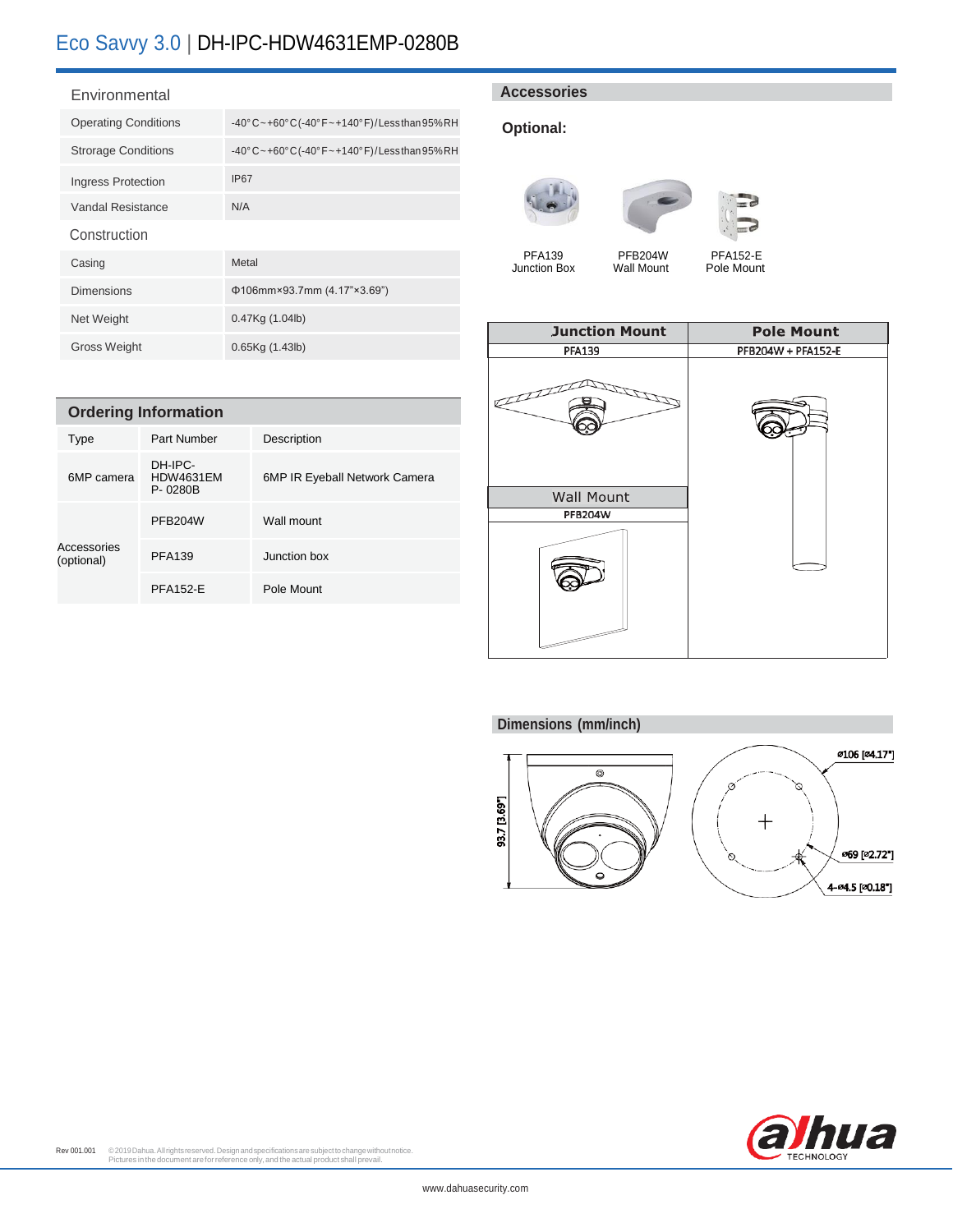# Eco Savvy 3.0 | DH-IPC-HDW4631EMP-0280B

## Environmental

| | |
|---|---|
| Operating Conditions | -40°C~+60°C(-40°F~+140°F)/Less than 95%RH |
| Strorage Conditions | -40°C~+60°C(-40°F~+140°F)/Less than 95%RH |
| Ingress Protection | IP67 |
| Vandal Resistance | N/A |

## Construction

| | |
|---|---|
| Casing | Metal |
| Dimensions | Φ106mm×93.7mm (4.17"×3.69") |
| Net Weight | 0.47Kg (1.04lb) |
| Gross Weight | 0.65Kg (1.43lb) |

## Ordering Information

| Type | Part Number | Description |
|---|---|---|
| 6MP camera | DH-IPC-HDW4631EMP- 0280B | 6MP IR Eyeball Network Camera |
| Accessories (optional) | PFB204W | Wall mount |
| | PFA139 | Junction box |
| | PFA152-E | Pole Mount |

## Accessories

**Optional:**

PFA139
Junction Box

PFB204W
Wall Mount

PFA152-E
Pole Mount

| Junction Mount | Pole Mount |
|---|---|
| PFA139 | PFB204W + PFA152-E |

Wall Mount
PFB204W

## Dimensions (mm/inch)

93.7 [3.69"]

ø106 [ø4.17"]

ø69 [ø2.72"]

4-ø4.5 [ø0.18"]

Rev 001.001 ©2019 Dahua. All rights reserved. Design and specifications are subject to change without notice. Pictures in the document are for reference only, and the actual product shall prevail.

www.dahuasecurity.com